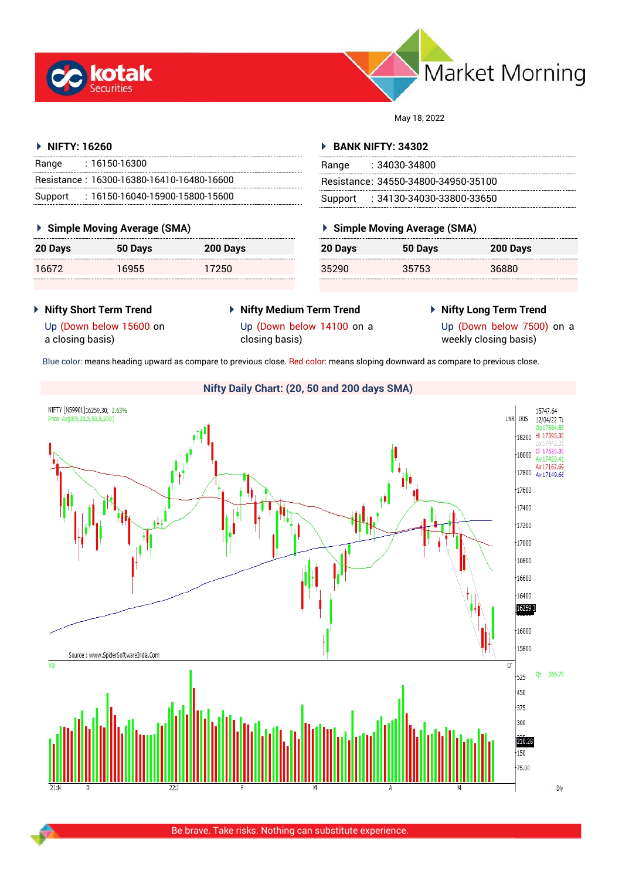# Market Morning

May 18, 2022

## NIFTY: 16260

| | |
|---|---|
| Range | : 16150-16300 |
| Resistance | : 16300-16380-16410-16480-16600 |
| Support | : 16150-16040-15900-15800-15600 |

### Simple Moving Average (SMA)

| 20 Days | 50 Days | 200 Days |
|---|---|---|
| 16672 | 16955 | 17250 |

## BANK NIFTY: 34302

| | |
|---|---|
| Range | : 34030-34800 |
| Resistance | : 34550-34800-34950-35100 |
| Support | : 34130-34030-33800-33650 |

### Simple Moving Average (SMA)

| 20 Days | 50 Days | 200 Days |
|---|---|---|
| 35290 | 35753 | 36880 |

### Nifty Short Term Trend

Up (Down below 15600 on a closing basis)

### Nifty Medium Term Trend

Up (Down below 14100 on a closing basis)

### Nifty Long Term Trend

Up (Down below 7500) on a weekly closing basis)

Blue color: means heading upward as compare to previous close. Red color: means sloping downward as compare to previous close.

### Nifty Daily Chart: (20, 50 and 200 days SMA)

Be brave. Take risks. Nothing can substitute experience.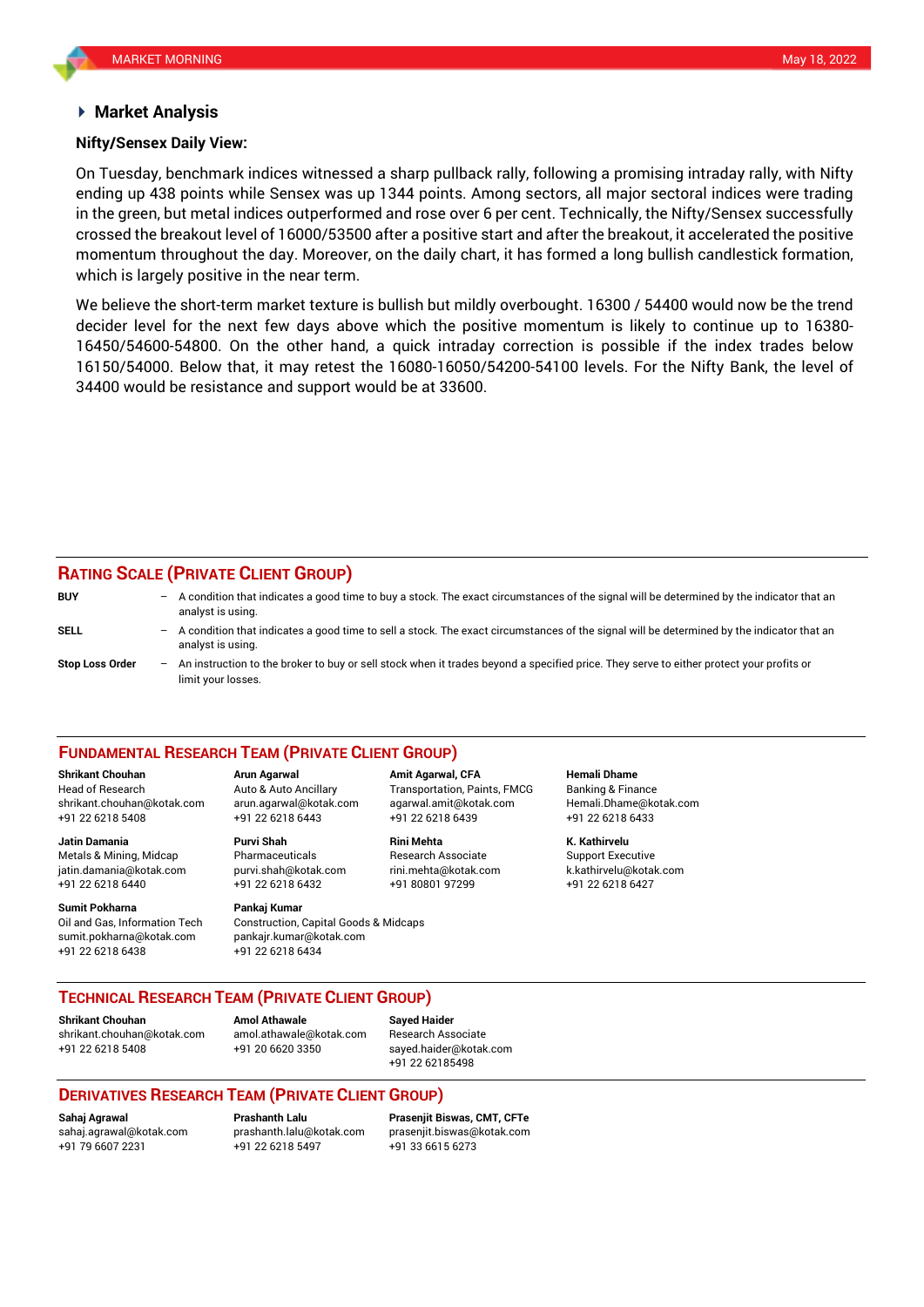## Market Analysis

**Nifty/Sensex Daily View:**

On Tuesday, benchmark indices witnessed a sharp pullback rally, following a promising intraday rally, with Nifty ending up 438 points while Sensex was up 1344 points. Among sectors, all major sectoral indices were trading in the green, but metal indices outperformed and rose over 6 per cent. Technically, the Nifty/Sensex successfully crossed the breakout level of 16000/53500 after a positive start and after the breakout, it accelerated the positive momentum throughout the day. Moreover, on the daily chart, it has formed a long bullish candlestick formation, which is largely positive in the near term.

We believe the short-term market texture is bullish but mildly overbought. 16300 / 54400 would now be the trend decider level for the next few days above which the positive momentum is likely to continue up to 16380-16450/54600-54800. On the other hand, a quick intraday correction is possible if the index trades below 16150/54000. Below that, it may retest the 16080-16050/54200-54100 levels. For the Nifty Bank, the level of 34400 would be resistance and support would be at 33600.

## RATING SCALE (PRIVATE CLIENT GROUP)

**BUY** – A condition that indicates a good time to buy a stock. The exact circumstances of the signal will be determined by the indicator that an analyst is using.

**SELL** – A condition that indicates a good time to sell a stock. The exact circumstances of the signal will be determined by the indicator that an analyst is using.

**Stop Loss Order** – An instruction to the broker to buy or sell stock when it trades beyond a specified price. They serve to either protect your profits or limit your losses.

## FUNDAMENTAL RESEARCH TEAM (PRIVATE CLIENT GROUP)

**Shrikant Chouhan**
Head of Research
shrikant.chouhan@kotak.com
+91 22 6218 5408

**Arun Agarwal**
Auto & Auto Ancillary
arun.agarwal@kotak.com
+91 22 6218 6443

**Amit Agarwal, CFA**
Transportation, Paints, FMCG
agarwal.amit@kotak.com
+91 22 6218 6439

**Hemali Dhame**
Banking & Finance
Hemali.Dhame@kotak.com
+91 22 6218 6433

**Jatin Damania**
Metals & Mining, Midcap
jatin.damania@kotak.com
+91 22 6218 6440

**Purvi Shah**
Pharmaceuticals
purvi.shah@kotak.com
+91 22 6218 6432

**Rini Mehta**
Research Associate
rini.mehta@kotak.com
+91 80801 97299

**K. Kathirvelu**
Support Executive
k.kathirvelu@kotak.com
+91 22 6218 6427

**Sumit Pokharna**
Oil and Gas, Information Tech
sumit.pokharna@kotak.com
+91 22 6218 6438

**Pankaj Kumar**
Construction, Capital Goods & Midcaps
pankajr.kumar@kotak.com
+91 22 6218 6434

## TECHNICAL RESEARCH TEAM (PRIVATE CLIENT GROUP)

**Shrikant Chouhan**
shrikant.chouhan@kotak.com
+91 22 6218 5408

**Amol Athawale**
amol.athawale@kotak.com
+91 20 6620 3350

**Sayed Haider**
Research Associate
sayed.haider@kotak.com
+91 22 62185498

## DERIVATIVES RESEARCH TEAM (PRIVATE CLIENT GROUP)

**Sahaj Agrawal**
sahaj.agrawal@kotak.com
+91 79 6607 2231

**Prashanth Lalu**
prashanth.lalu@kotak.com
+91 22 6218 5497

**Prasenjit Biswas, CMT, CFTe**
prasenjit.biswas@kotak.com
+91 33 6615 6273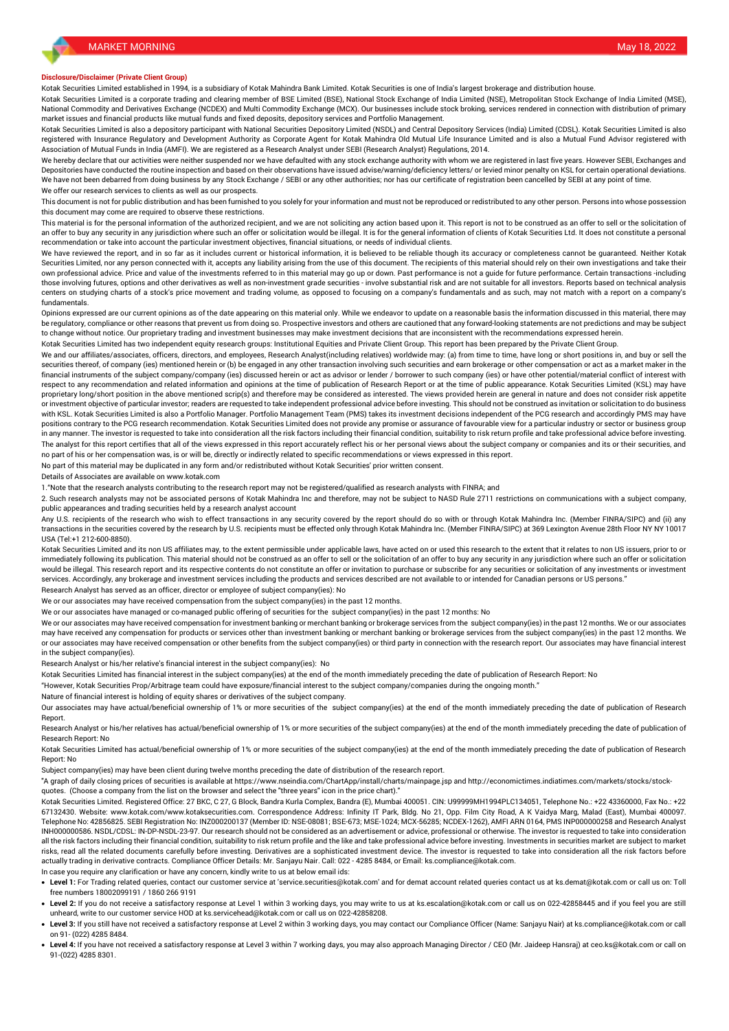**Disclosure/Disclaimer (Private Client Group)**

Kotak Securities Limited established in 1994, is a subsidiary of Kotak Mahindra Bank Limited. Kotak Securities is one of India's largest brokerage and distribution house.

Kotak Securities Limited is a corporate trading and clearing member of BSE Limited (BSE), National Stock Exchange of India Limited (NSE), Metropolitan Stock Exchange of India Limited (MSE), National Commodity and Derivatives Exchange (NCDEX) and Multi Commodity Exchange (MCX). Our businesses include stock broking, services rendered in connection with distribution of primary market issues and financial products like mutual funds and fixed deposits, depository services and Portfolio Management.

Kotak Securities Limited is also a depository participant with National Securities Depository Limited (NSDL) and Central Depository Services (India) Limited (CDSL). Kotak Securities Limited is also registered with Insurance Regulatory and Development Authority as Corporate Agent for Kotak Mahindra Old Mutual Life Insurance Limited and is also a Mutual Fund Advisor registered with Association of Mutual Funds in India (AMFI). We are registered as a Research Analyst under SEBI (Research Analyst) Regulations, 2014.

We hereby declare that our activities were neither suspended nor we have defaulted with any stock exchange authority with whom we are registered in last five years. However SEBI, Exchanges and Depositories have conducted the routine inspection and based on their observations have issued advise/warning/deficiency letters/ or levied minor penalty on KSL for certain operational deviations. We have not been debarred from doing business by any Stock Exchange / SEBI or any other authorities; nor has our certificate of registration been cancelled by SEBI at any point of time.

We offer our research services to clients as well as our prospects.

This document is not for public distribution and has been furnished to you solely for your information and must not be reproduced or redistributed to any other person. Persons into whose possession this document may come are required to observe these restrictions.

This material is for the personal information of the authorized recipient, and we are not soliciting any action based upon it. This report is not to be construed as an offer to sell or the solicitation of an offer to buy any security in any jurisdiction where such an offer or solicitation would be illegal. It is for the general information of clients of Kotak Securities Ltd. It does not constitute a personal recommendation or take into account the particular investment objectives, financial situations, or needs of individual clients.

We have reviewed the report, and in so far as it includes current or historical information, it is believed to be reliable though its accuracy or completeness cannot be guaranteed. Neither Kotak Securities Limited, nor any person connected with it, accepts any liability arising from the use of this document. The recipients of this material should rely on their own investigations and take their own professional advice. Price and value of the investments referred to in this material may go up or down. Past performance is not a guide for future performance. Certain transactions -including those involving futures, options and other derivatives as well as non-investment grade securities - involve substantial risk and are not suitable for all investors. Reports based on technical analysis centers on studying charts of a stock's price movement and trading volume, as opposed to focusing on a company's fundamentals and as such, may not match with a report on a company's fundamentals.

Opinions expressed are our current opinions as of the date appearing on this material only. While we endeavor to update on a reasonable basis the information discussed in this material, there may be regulatory, compliance or other reasons that prevent us from doing so. Prospective investors and others are cautioned that any forward-looking statements are not predictions and may be subject to change without notice. Our proprietary trading and investment businesses may make investment decisions that are inconsistent with the recommendations expressed herein.

Kotak Securities Limited has two independent equity research groups: Institutional Equities and Private Client Group. This report has been prepared by the Private Client Group.

We and our affiliates/associates, officers, directors, and employees, Research Analyst(including relatives) worldwide may: (a) from time to time, have long or short positions in, and buy or sell the securities thereof, of company (ies) mentioned herein or (b) be engaged in any other transaction involving such securities and earn brokerage or other compensation or act as a market maker in the financial instruments of the subject company/company (ies) discussed herein or act as advisor or lender / borrower to such company (ies) or have other potential/material conflict of interest with respect to any recommendation and related information and opinions at the time of publication of Research Report or at the time of public appearance. Kotak Securities Limited (KSL) may have proprietary long/short position in the above mentioned scrip(s) and therefore may be considered as interested. The views provided herein are general in nature and does not consider risk appetite or investment objective of particular investor; readers are requested to take independent professional advice before investing. This should not be construed as invitation or solicitation to do business with KSL. Kotak Securities Limited is also a Portfolio Manager. Portfolio Management Team (PMS) takes its investment decisions independent of the PCG research and accordingly PMS may have positions contrary to the PCG research recommendation. Kotak Securities Limited does not provide any promise or assurance of favourable view for a particular industry or sector or business group in any manner. The investor is requested to take into consideration all the risk factors including their financial condition, suitability to risk return profile and take professional advice before investing.

The analyst for this report certifies that all of the views expressed in this report accurately reflect his or her personal views about the subject company or companies and its or their securities, and no part of his or her compensation was, is or will be, directly or indirectly related to specific recommendations or views expressed in this report.

No part of this material may be duplicated in any form and/or redistributed without Kotak Securities' prior written consent.

Details of Associates are available on www.kotak.com

1."Note that the research analysts contributing to the research report may not be registered/qualified as research analysts with FINRA; and

2. Such research analysts may not be associated persons of Kotak Mahindra Inc and therefore, may not be subject to NASD Rule 2711 restrictions on communications with a subject company, public appearances and trading securities held by a research analyst account

Any U.S. recipients of the research who wish to effect transactions in any security covered by the report should do so with or through Kotak Mahindra Inc. (Member FINRA/SIPC) and (ii) any transactions in the securities covered by the research by U.S. recipients must be effected only through Kotak Mahindra Inc. (Member FINRA/SIPC) at 369 Lexington Avenue 28th Floor NY NY 10017 USA (Tel:+1 212-600-8850).

Kotak Securities Limited and its non US affiliates may, to the extent permissible under applicable laws, have acted on or used this research to the extent that it relates to non US issuers, prior to or immediately following its publication. This material should not be construed as an offer to sell or the solicitation of an offer to buy any security in any jurisdiction where such an offer or solicitation would be illegal. This research report and its respective contents do not constitute an offer or invitation to purchase or subscribe for any securities or solicitation of any investments or investment services. Accordingly, any brokerage and investment services including the products and services described are not available to or intended for Canadian persons or US persons."

Research Analyst has served as an officer, director or employee of subject company(ies): No

We or our associates may have received compensation from the subject company(ies) in the past 12 months.

We or our associates have managed or co-managed public offering of securities for the subject company(ies) in the past 12 months: No

We or our associates may have received compensation for investment banking or merchant banking or brokerage services from the subject company(ies) in the past 12 months. We or our associates may have received any compensation for products or services other than investment banking or merchant banking or brokerage services from the subject company(ies) in the past 12 months. We or our associates may have received compensation or other benefits from the subject company(ies) or third party in connection with the research report. Our associates may have financial interest in the subject company(ies).

Research Analyst or his/her relative's financial interest in the subject company(ies): No

Kotak Securities Limited has financial interest in the subject company(ies) at the end of the month immediately preceding the date of publication of Research Report: No

"However, Kotak Securities Prop/Arbitrage team could have exposure/financial interest to the subject company/companies during the ongoing month."

Nature of financial interest is holding of equity shares or derivatives of the subject company.

Our associates may have actual/beneficial ownership of 1% or more securities of the subject company(ies) at the end of the month immediately preceding the date of publication of Research Report.

Research Analyst or his/her relatives has actual/beneficial ownership of 1% or more securities of the subject company(ies) at the end of the month immediately preceding the date of publication of Research Report: No

Kotak Securities Limited has actual/beneficial ownership of 1% or more securities of the subject company(ies) at the end of the month immediately preceding the date of publication of Research Report: No

Subject company(ies) may have been client during twelve months preceding the date of distribution of the research report.

"A graph of daily closing prices of securities is available at https://www.nseindia.com/ChartApp/install/charts/mainpage.jsp and http://economictimes.indiatimes.com/markets/stocks/stock-quotes. (Choose a company from the list on the browser and select the "three years" icon in the price chart)."

Kotak Securities Limited. Registered Office: 27 BKC, C 27, G Block, Bandra Kurla Complex, Bandra (E), Mumbai 400051. CIN: U99999MH1994PLC134051, Telephone No.: +22 43360000, Fax No.: +22 67132430. Website: www.kotak.com/www.kotaksecurities.com. Correspondence Address: Infinity IT Park, Bldg. No 21, Opp. Film City Road, A K Vaidya Marg, Malad (East), Mumbai 400097. Telephone No: 42856825. SEBI Registration No: INZ000200137 (Member ID: NSE-08081; BSE-673; MSE-1024; MCX-56285; NCDEX-1262), AMFI ARN 0164, PMS INP000000258 and Research Analyst INH000000586. NSDL/CDSL: IN-DP-NSDL-23-97. Our research should not be considered as an advertisement or advice, professional or otherwise. The investor is requested to take into consideration all the risk factors including their financial condition, suitability to risk return profile and the like and take professional advice before investing. Investments in securities market are subject to market risks, read all the related documents carefully before investing. Derivatives are a sophisticated investment device. The investor is requested to take into consideration all the risk factors before actually trading in derivative contracts. Compliance Officer Details: Mr. Sanjayu Nair. Call: 022 - 4285 8484, or Email: ks.compliance@kotak.com.

In case you require any clarification or have any concern, kindly write to us at below email ids:

- **Level 1:** For Trading related queries, contact our customer service at 'service.securities@kotak.com' and for demat account related queries contact us at ks.demat@kotak.com or call us on: Toll free numbers 18002099191 / 1860 266 9191
- **Level 2:** If you do not receive a satisfactory response at Level 1 within 3 working days, you may write to us at ks.escalation@kotak.com or call us on 022-42858445 and if you feel you are still unheard, write to our customer service HOD at ks.servicehead@kotak.com or call us on 022-42858208.
- **Level 3:** If you still have not received a satisfactory response at Level 2 within 3 working days, you may contact our Compliance Officer (Name: Sanjayu Nair) at ks.compliance@kotak.com or call on 91- (022) 4285 8484.
- **Level 4:** If you have not received a satisfactory response at Level 3 within 7 working days, you may also approach Managing Director / CEO (Mr. Jaideep Hansraj) at ceo.ks@kotak.com or call on 91-(022) 4285 8301.